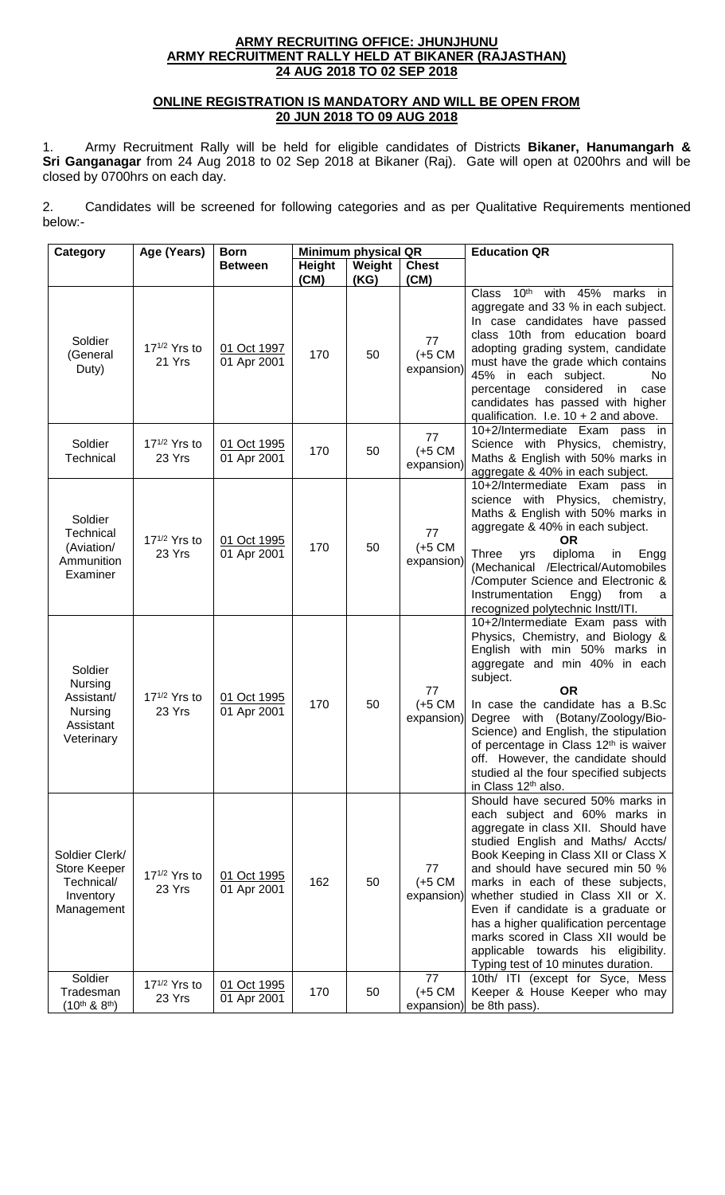**ARMY RECRUITING OFFICE: JHUNJHUNU**
**ARMY RECRUITMENT RALLY HELD AT BIKANER (RAJASTHAN)**
**24 AUG 2018 TO 02 SEP 2018**

**ONLINE REGISTRATION IS MANDATORY AND WILL BE OPEN FROM 20 JUN 2018 TO 09 AUG 2018**

1. Army Recruitment Rally will be held for eligible candidates of Districts **Bikaner, Hanumangarh & Sri Ganganagar** from 24 Aug 2018 to 02 Sep 2018 at Bikaner (Raj). Gate will open at 0200hrs and will be closed by 0700hrs on each day.

2. Candidates will be screened for following categories and as per Qualitative Requirements mentioned below:-

| Category | Age (Years) | Born Between | Minimum physical QR | | | Education QR |
|---|---|---|---|---|---|---|
| | | | Height (CM) | Weight (KG) | Chest (CM) | |
| Soldier (General Duty) | $17^{1/2}$ Yrs to 21 Yrs | 01 Oct 1997 01 Apr 2001 | 170 | 50 | 77 (+5 CM expansion) | Class 10th with 45% marks in aggregate and 33 % in each subject. In case candidates have passed class 10th from education board adopting grading system, candidate must have the grade which contains 45% in each subject. No percentage considered in case candidates has passed with higher qualification. I.e. 10 + 2 and above. |
| Soldier Technical | $17^{1/2}$ Yrs to 23 Yrs | 01 Oct 1995 01 Apr 2001 | 170 | 50 | 77 (+5 CM expansion) | 10+2/Intermediate Exam pass in Science with Physics, chemistry, Maths & English with 50% marks in aggregate & 40% in each subject. |
| Soldier Technical (Aviation/ Ammunition Examiner | $17^{1/2}$ Yrs to 23 Yrs | 01 Oct 1995 01 Apr 2001 | 170 | 50 | 77 (+5 CM expansion) | 10+2/Intermediate Exam pass in science with Physics, chemistry, Maths & English with 50% marks in aggregate & 40% in each subject. **OR** Three yrs diploma in Engg (Mechanical /Electrical/Automobiles /Computer Science and Electronic & Instrumentation Engg) from a recognized polytechnic Instt/ITI. |
| Soldier Nursing Assistant/ Nursing Assistant Veterinary | $17^{1/2}$ Yrs to 23 Yrs | 01 Oct 1995 01 Apr 2001 | 170 | 50 | 77 (+5 CM expansion) | 10+2/Intermediate Exam pass with Physics, Chemistry, and Biology & English with min 50% marks in aggregate and min 40% in each subject. **OR** In case the candidate has a B.Sc Degree with (Botany/Zoology/Bio-Science) and English, the stipulation of percentage in Class 12th is waiver off. However, the candidate should studied al the four specified subjects in Class 12th also. |
| Soldier Clerk/ Store Keeper Technical/ Inventory Management | $17^{1/2}$ Yrs to 23 Yrs | 01 Oct 1995 01 Apr 2001 | 162 | 50 | 77 (+5 CM expansion) | Should have secured 50% marks in each subject and 60% marks in aggregate in class XII. Should have studied English and Maths/ Accts/ Book Keeping in Class XII or Class X and should have secured min 50 % marks in each of these subjects, whether studied in Class XII or X. Even if candidate is a graduate or has a higher qualification percentage marks scored in Class XII would be applicable towards his eligibility. Typing test of 10 minutes duration. |
| Soldier Tradesman (10th & 8th) | $17^{1/2}$ Yrs to 23 Yrs | 01 Oct 1995 01 Apr 2001 | 170 | 50 | 77 (+5 CM expansion) | 10th/ ITI (except for Syce, Mess Keeper & House Keeper who may be 8th pass). |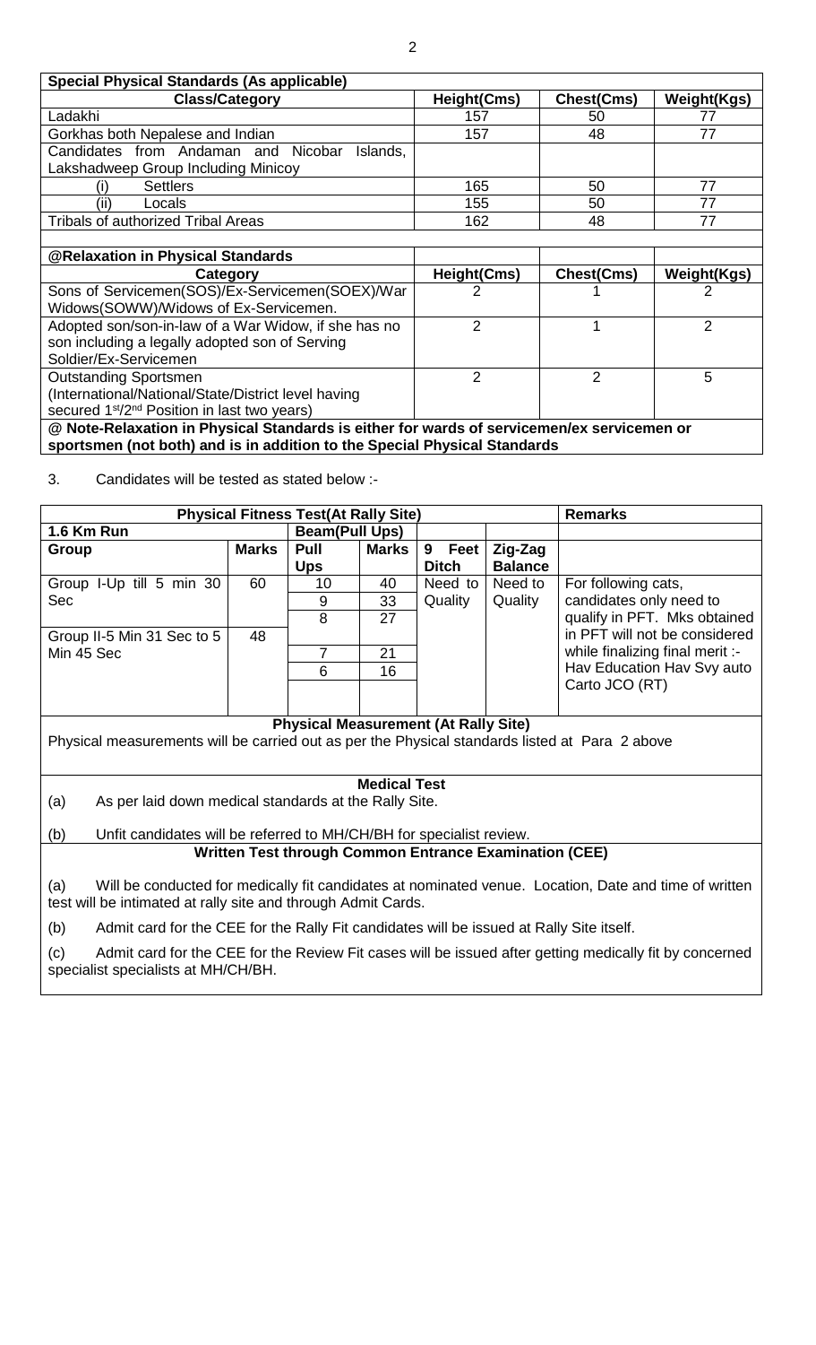| Special Physical Standards (As applicable) | | | |
|---|---|---|---|
| **Class/Category** | **Height(Cms)** | **Chest(Cms)** | **Weight(Kgs)** |
| Ladakhi | 157 | 50 | 77 |
| Gorkhas both Nepalese and Indian | 157 | 48 | 77 |
| Candidates from Andaman and Nicobar Islands, Lakshadweep Group Including Minicoy | | | |
| (i) Settlers | 165 | 50 | 77 |
| (ii) Locals | 155 | 50 | 77 |
| Tribals of authorized Tribal Areas | 162 | 48 | 77 |
| | | | |
| **@Relaxation in Physical Standards** | | | |
| **Category** | **Height(Cms)** | **Chest(Cms)** | **Weight(Kgs)** |
| Sons of Servicemen(SOS)/Ex-Servicemen(SOEX)/War Widows(SOWW)/Widows of Ex-Servicemen. | 2 | 1 | 2 |
| Adopted son/son-in-law of a War Widow, if she has no son including a legally adopted son of Serving Soldier/Ex-Servicemen | 2 | 1 | 2 |
| Outstanding Sportsmen (International/National/State/District level having secured 1st/2nd Position in last two years) | 2 | 2 | 5 |
| **@ Note-Relaxation in Physical Standards is either for wards of servicemen/ex servicemen or sportsmen (not both) and is in addition to the Special Physical Standards** | | | |

3. Candidates will be tested as stated below :-

| Physical Fitness Test(At Rally Site) | | | | | | Remarks |
|---|---|---|---|---|---|---|
| **1.6 Km Run** | | **Beam(Pull Ups)** | | | | |
| **Group** | **Marks** | **Pull Ups** | **Marks** | **9 Feet Ditch** | **Zig-Zag Balance** | |
| Group I-Up till 5 min 30 Sec | 60 | 10 | 40 | Need to Quality | Need to Quality | For following cats, candidates only need to qualify in PFT. Mks obtained in PFT will not be considered while finalizing final merit :- Hav Education Hav Svy auto Carto JCO (RT) |
| | | 9 | 33 | | | |
| | | 8 | 27 | | | |
| Group II-5 Min 31 Sec to 5 Min 45 Sec | 48 | 7 | 21 | | | |
| | | 6 | 16 | | | |

**Physical Measurement (At Rally Site)**

Physical measurements will be carried out as per the Physical standards listed at Para 2 above

**Medical Test**

(a) As per laid down medical standards at the Rally Site.

(b) Unfit candidates will be referred to MH/CH/BH for specialist review.

**Written Test through Common Entrance Examination (CEE)**

(a) Will be conducted for medically fit candidates at nominated venue. Location, Date and time of written test will be intimated at rally site and through Admit Cards.

(b) Admit card for the CEE for the Rally Fit candidates will be issued at Rally Site itself.

(c) Admit card for the CEE for the Review Fit cases will be issued after getting medically fit by concerned specialist specialists at MH/CH/BH.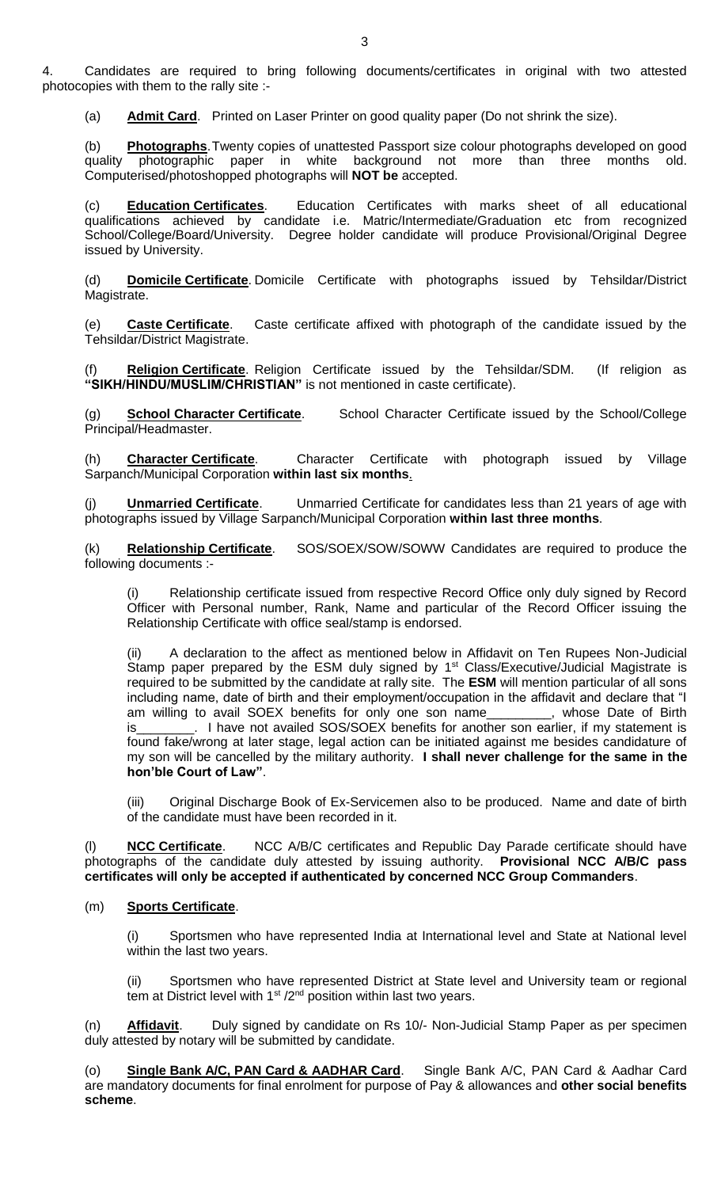4. Candidates are required to bring following documents/certificates in original with two attested photocopies with them to the rally site :-

(a) **Admit Card**. Printed on Laser Printer on good quality paper (Do not shrink the size).

(b) **Photographs**. Twenty copies of unattested Passport size colour photographs developed on good quality photographic paper in white background not more than three months old. Computerised/photoshopped photographs will **NOT be** accepted.

(c) **Education Certificates**. Education Certificates with marks sheet of all educational qualifications achieved by candidate i.e. Matric/Intermediate/Graduation etc from recognized School/College/Board/University. Degree holder candidate will produce Provisional/Original Degree issued by University.

(d) **Domicile Certificate**. Domicile Certificate with photographs issued by Tehsildar/District Magistrate.

(e) **Caste Certificate**. Caste certificate affixed with photograph of the candidate issued by the Tehsildar/District Magistrate.

(f) **Religion Certificate**. Religion Certificate issued by the Tehsildar/SDM. (If religion as **"SIKH/HINDU/MUSLIM/CHRISTIAN"** is not mentioned in caste certificate).

(g) **School Character Certificate**. School Character Certificate issued by the School/College Principal/Headmaster.

(h) **Character Certificate**. Character Certificate with photograph issued by Village Sarpanch/Municipal Corporation **within last six months**.

(j) **Unmarried Certificate**. Unmarried Certificate for candidates less than 21 years of age with photographs issued by Village Sarpanch/Municipal Corporation **within last three months**.

(k) **Relationship Certificate**. SOS/SOEX/SOW/SOWW Candidates are required to produce the following documents :-

(i) Relationship certificate issued from respective Record Office only duly signed by Record Officer with Personal number, Rank, Name and particular of the Record Officer issuing the Relationship Certificate with office seal/stamp is endorsed.

(ii) A declaration to the affect as mentioned below in Affidavit on Ten Rupees Non-Judicial Stamp paper prepared by the ESM duly signed by 1st Class/Executive/Judicial Magistrate is required to be submitted by the candidate at rally site. The **ESM** will mention particular of all sons including name, date of birth and their employment/occupation in the affidavit and declare that "I am willing to avail SOEX benefits for only one son name_________, whose Date of Birth is________. I have not availed SOS/SOEX benefits for another son earlier, if my statement is found fake/wrong at later stage, legal action can be initiated against me besides candidature of my son will be cancelled by the military authority. **I shall never challenge for the same in the hon'ble Court of Law"**.

(iii) Original Discharge Book of Ex-Servicemen also to be produced. Name and date of birth of the candidate must have been recorded in it.

(l) **NCC Certificate**. NCC A/B/C certificates and Republic Day Parade certificate should have photographs of the candidate duly attested by issuing authority. **Provisional NCC A/B/C pass certificates will only be accepted if authenticated by concerned NCC Group Commanders**.

(m) **Sports Certificate**.

(i) Sportsmen who have represented India at International level and State at National level within the last two years.

(ii) Sportsmen who have represented District at State level and University team or regional tem at District level with 1st /2nd position within last two years.

(n) **Affidavit**. Duly signed by candidate on Rs 10/- Non-Judicial Stamp Paper as per specimen duly attested by notary will be submitted by candidate.

(o) **Single Bank A/C, PAN Card & AADHAR Card**. Single Bank A/C, PAN Card & Aadhar Card are mandatory documents for final enrolment for purpose of Pay & allowances and **other social benefits scheme**.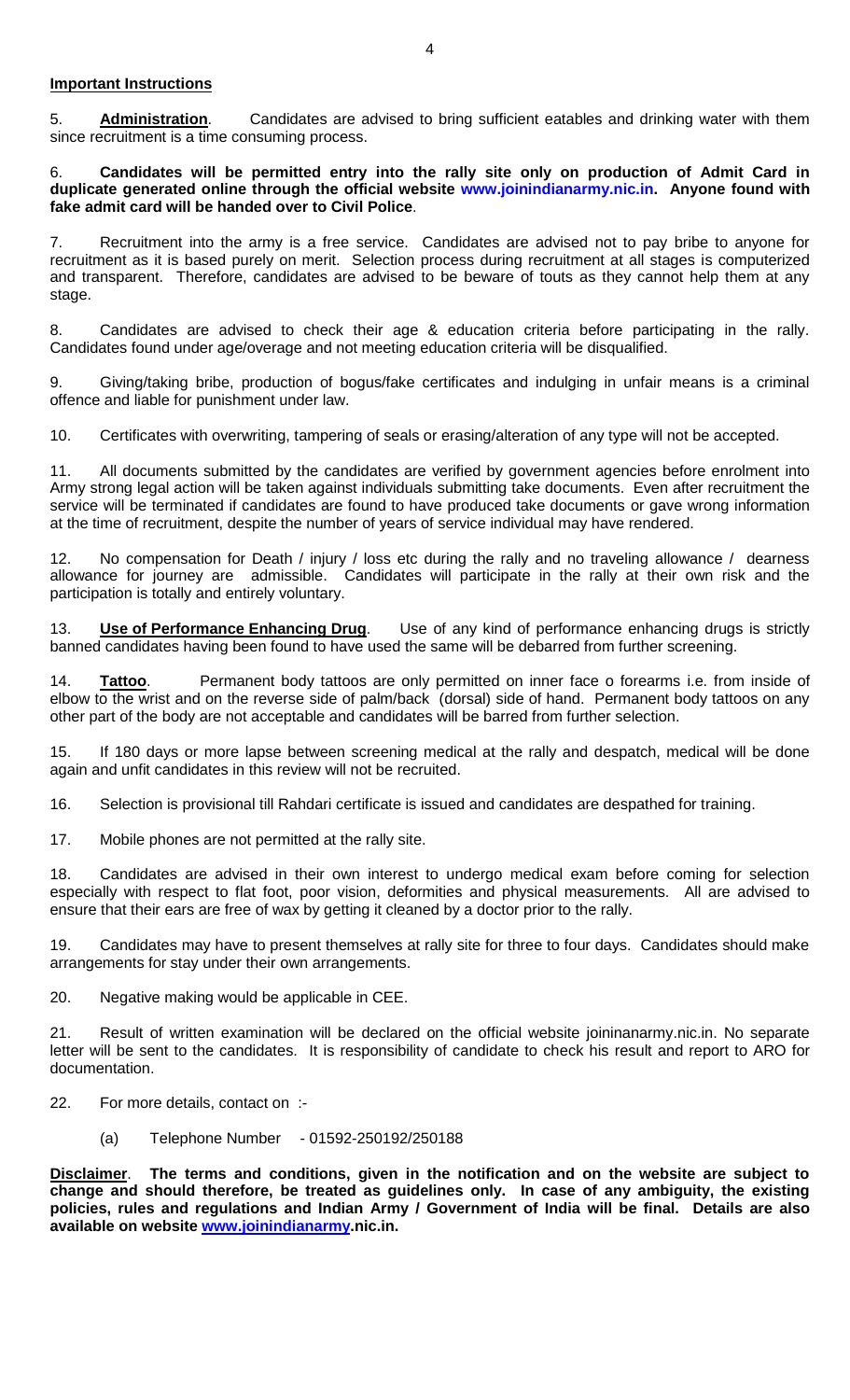**Important Instructions**

5. **Administration**. Candidates are advised to bring sufficient eatables and drinking water with them since recruitment is a time consuming process.

6. **Candidates will be permitted entry into the rally site only on production of Admit Card in duplicate generated online through the official website www.joinindianarmy.nic.in. Anyone found with fake admit card will be handed over to Civil Police**.

7. Recruitment into the army is a free service. Candidates are advised not to pay bribe to anyone for recruitment as it is based purely on merit. Selection process during recruitment at all stages is computerized and transparent. Therefore, candidates are advised to be beware of touts as they cannot help them at any stage.

8. Candidates are advised to check their age & education criteria before participating in the rally. Candidates found under age/overage and not meeting education criteria will be disqualified.

9. Giving/taking bribe, production of bogus/fake certificates and indulging in unfair means is a criminal offence and liable for punishment under law.

10. Certificates with overwriting, tampering of seals or erasing/alteration of any type will not be accepted.

11. All documents submitted by the candidates are verified by government agencies before enrolment into Army strong legal action will be taken against individuals submitting take documents. Even after recruitment the service will be terminated if candidates are found to have produced take documents or gave wrong information at the time of recruitment, despite the number of years of service individual may have rendered.

12. No compensation for Death / injury / loss etc during the rally and no traveling allowance / dearness allowance for journey are admissible. Candidates will participate in the rally at their own risk and the participation is totally and entirely voluntary.

13. **Use of Performance Enhancing Drug**. Use of any kind of performance enhancing drugs is strictly banned candidates having been found to have used the same will be debarred from further screening.

14. **Tattoo**. Permanent body tattoos are only permitted on inner face o forearms i.e. from inside of elbow to the wrist and on the reverse side of palm/back (dorsal) side of hand. Permanent body tattoos on any other part of the body are not acceptable and candidates will be barred from further selection.

15. If 180 days or more lapse between screening medical at the rally and despatch, medical will be done again and unfit candidates in this review will not be recruited.

16. Selection is provisional till Rahdari certificate is issued and candidates are despathed for training.

17. Mobile phones are not permitted at the rally site.

18. Candidates are advised in their own interest to undergo medical exam before coming for selection especially with respect to flat foot, poor vision, deformities and physical measurements. All are advised to ensure that their ears are free of wax by getting it cleaned by a doctor prior to the rally.

19. Candidates may have to present themselves at rally site for three to four days. Candidates should make arrangements for stay under their own arrangements.

20. Negative making would be applicable in CEE.

21. Result of written examination will be declared on the official website joininanarmy.nic.in. No separate letter will be sent to the candidates. It is responsibility of candidate to check his result and report to ARO for documentation.

22. For more details, contact on :-

(a) Telephone Number - 01592-250192/250188

**Disclaimer**. **The terms and conditions, given in the notification and on the website are subject to change and should therefore, be treated as guidelines only. In case of any ambiguity, the existing policies, rules and regulations and Indian Army / Government of India will be final. Details are also available on website www.joinindianarmy.nic.in.**